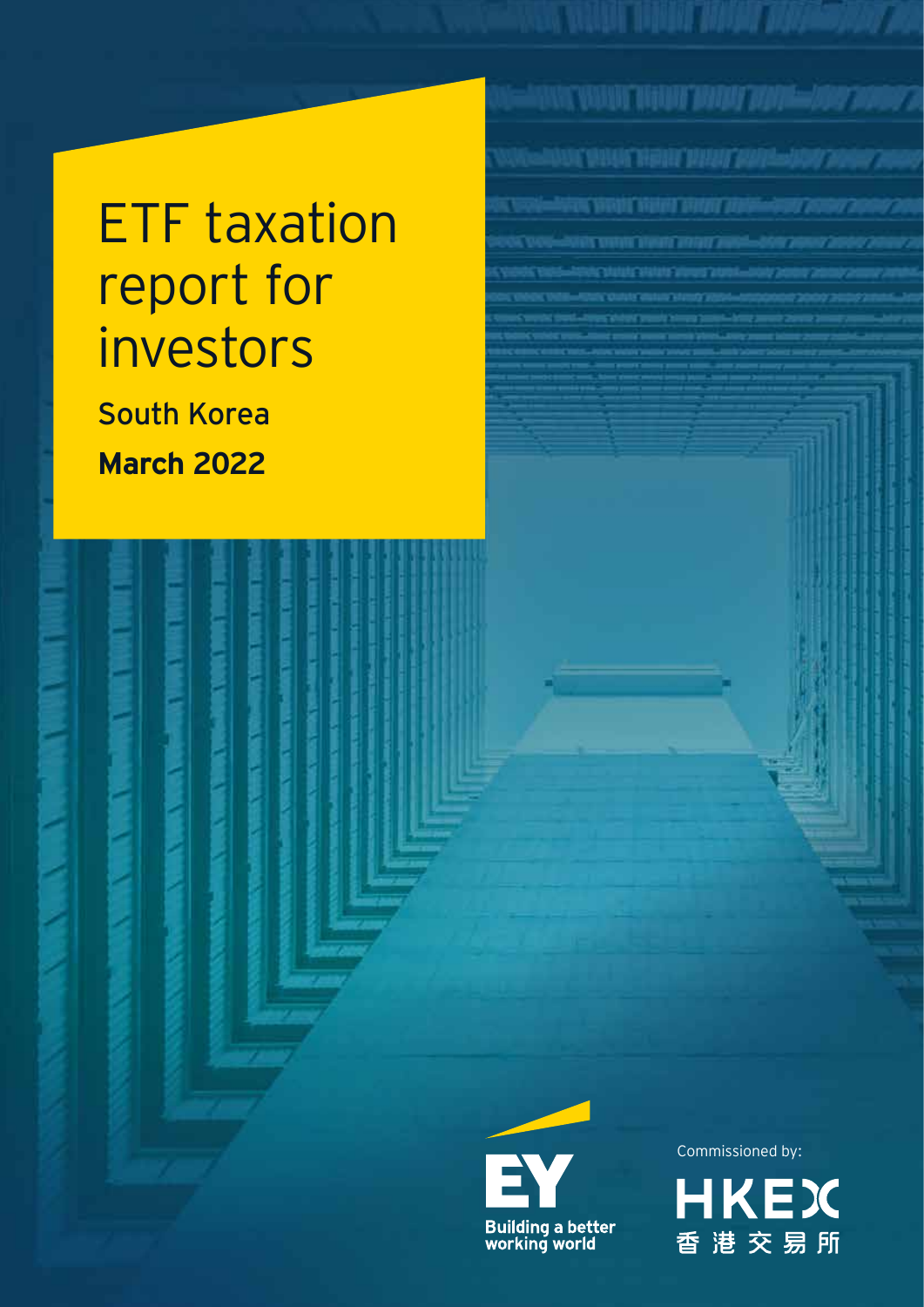# ETF taxation report for investors

South Korea

**March 2022**

EY

Building a better working world

Commissioned by:

HKEX

香港交易所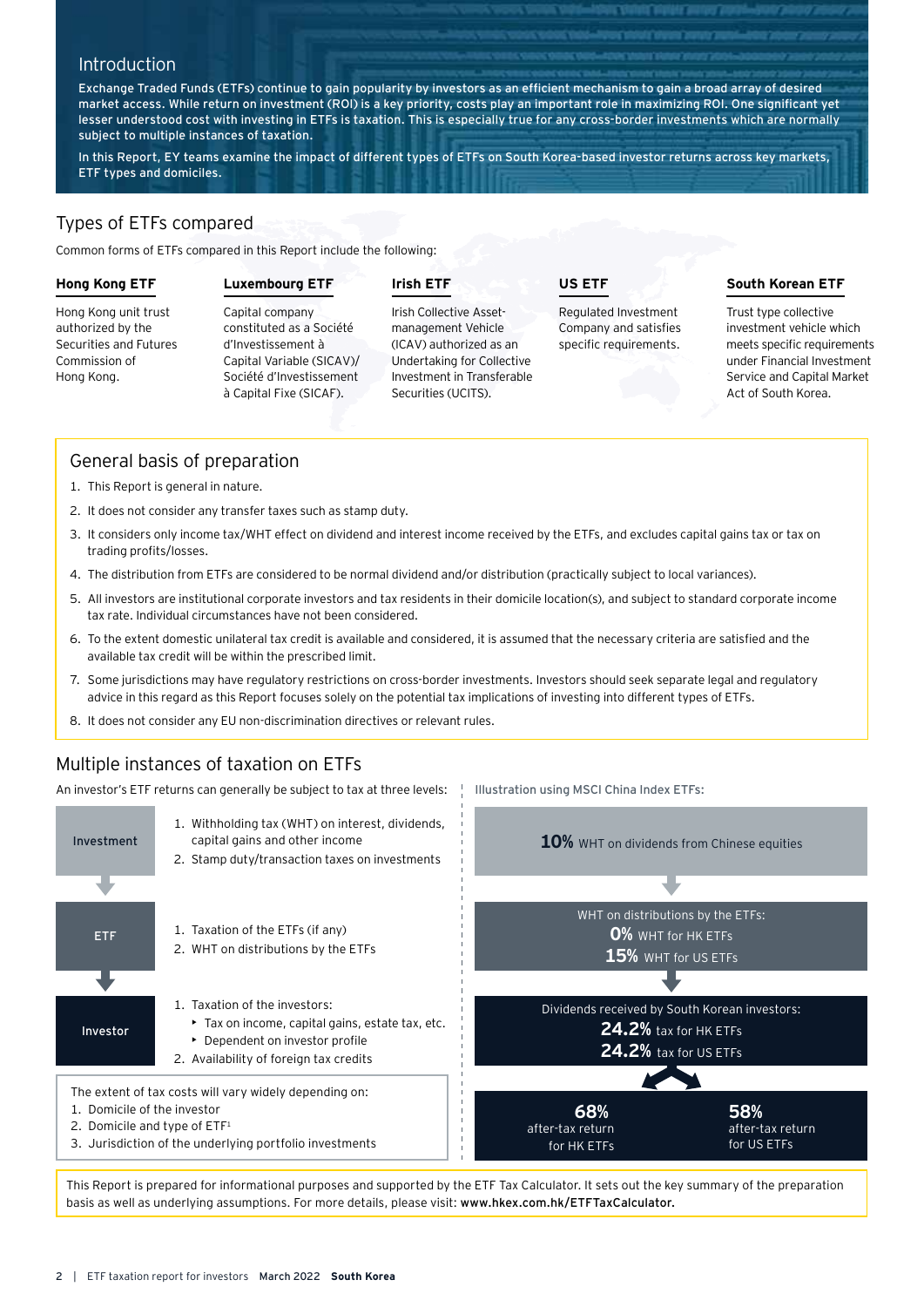## Introduction

**Exchange Traded Funds (ETFs) continue to gain popularity by investors as an efficient mechanism to gain a broad array of desired market access. While return on investment (ROI) is a key priority, costs play an important role in maximizing ROI. One significant yet lesser understood cost with investing in ETFs is taxation. This is especially true for any cross-border investments which are normally subject to multiple instances of taxation.**

**In this Report, EY teams examine the impact of different types of ETFs on South Korea-based investor returns across key markets, ETF types and domiciles.**

## Types of ETFs compared

Common forms of ETFs compared in this Report include the following:

**Hong Kong ETF**

Hong Kong unit trust authorized by the Securities and Futures Commission of Hong Kong.

**Luxembourg ETF**

Capital company constituted as a Société d'Investissement à Capital Variable (SICAV)/ Société d'Investissement à Capital Fixe (SICAF).

**Irish ETF**

Irish Collective Asset-management Vehicle (ICAV) authorized as an Undertaking for Collective Investment in Transferable Securities (UCITS).

**US ETF**

Regulated Investment Company and satisfies specific requirements.

**South Korean ETF**

Trust type collective investment vehicle which meets specific requirements under Financial Investment Service and Capital Market Act of South Korea.

## General basis of preparation

1. This Report is general in nature.
2. It does not consider any transfer taxes such as stamp duty.
3. It considers only income tax/WHT effect on dividend and interest income received by the ETFs, and excludes capital gains tax or tax on trading profits/losses.
4. The distribution from ETFs are considered to be normal dividend and/or distribution (practically subject to local variances).
5. All investors are institutional corporate investors and tax residents in their domicile location(s), and subject to standard corporate income tax rate. Individual circumstances have not been considered.
6. To the extent domestic unilateral tax credit is available and considered, it is assumed that the necessary criteria are satisfied and the available tax credit will be within the prescribed limit.
7. Some jurisdictions may have regulatory restrictions on cross-border investments. Investors should seek separate legal and regulatory advice in this regard as this Report focuses solely on the potential tax implications of investing into different types of ETFs.
8. It does not consider any EU non-discrimination directives or relevant rules.

## Multiple instances of taxation on ETFs

An investor's ETF returns can generally be subject to tax at three levels:

**Investment**
1. Withholding tax (WHT) on interest, dividends, capital gains and other income
2. Stamp duty/transaction taxes on investments

**ETF**
1. Taxation of the ETFs (if any)
2. WHT on distributions by the ETFs

**Investor**
1. Taxation of the investors:
   - Tax on income, capital gains, estate tax, etc.
   - Dependent on investor profile
2. Availability of foreign tax credits

The extent of tax costs will vary widely depending on:
1. Domicile of the investor
2. Domicile and type of ETF[1]
3. Jurisdiction of the underlying portfolio investments

Illustration using MSCI China Index ETFs:

**10%** WHT on dividends from Chinese equities

WHT on distributions by the ETFs:
**0%** WHT for HK ETFs
**15%** WHT for US ETFs

Dividends received by South Korean investors:
**24.2%** tax for HK ETFs
**24.2%** tax for US ETFs

**68%** after-tax return for HK ETFs

**58%** after-tax return for US ETFs

This Report is prepared for informational purposes and supported by the ETF Tax Calculator. It sets out the key summary of the preparation basis as well as underlying assumptions. For more details, please visit: **www.hkex.com.hk/ETFTaxCalculator.**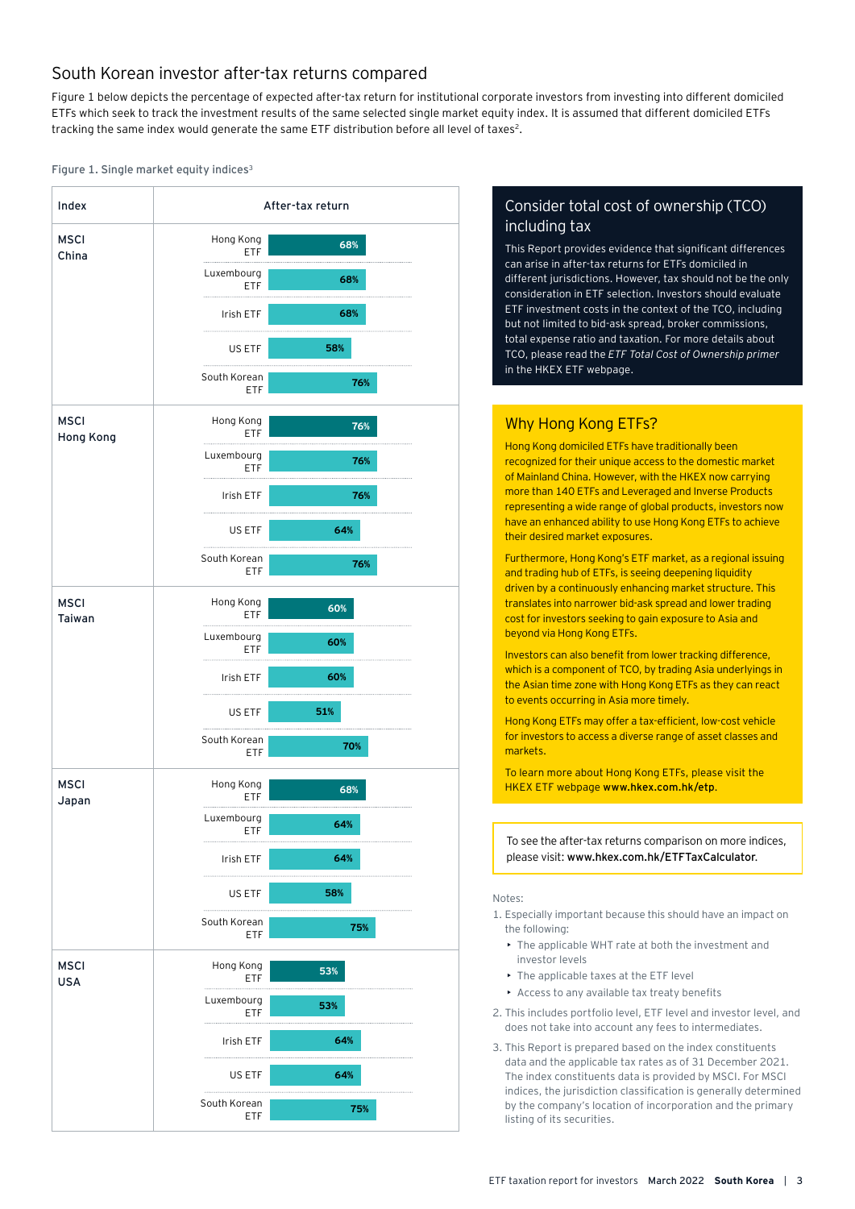## South Korean investor after-tax returns compared

Figure 1 below depicts the percentage of expected after-tax return for institutional corporate investors from investing into different domiciled ETFs which seek to track the investment results of the same selected single market equity index. It is assumed that different domiciled ETFs tracking the same index would generate the same ETF distribution before all level of taxes[2].

Figure 1. Single market equity indices[3]

| Index | ETF | After-tax return |
|---|---|---|
| MSCI China | Hong Kong ETF | 68% |
| | Luxembourg ETF | 68% |
| | Irish ETF | 68% |
| | US ETF | 58% |
| | South Korean ETF | 76% |
| MSCI Hong Kong | Hong Kong ETF | 76% |
| | Luxembourg ETF | 76% |
| | Irish ETF | 76% |
| | US ETF | 64% |
| | South Korean ETF | 76% |
| MSCI Taiwan | Hong Kong ETF | 60% |
| | Luxembourg ETF | 60% |
| | Irish ETF | 60% |
| | US ETF | 51% |
| | South Korean ETF | 70% |
| MSCI Japan | Hong Kong ETF | 68% |
| | Luxembourg ETF | 64% |
| | Irish ETF | 64% |
| | US ETF | 58% |
| | South Korean ETF | 75% |
| MSCI USA | Hong Kong ETF | 53% |
| | Luxembourg ETF | 53% |
| | Irish ETF | 64% |
| | US ETF | 64% |
| | South Korean ETF | 75% |

### Consider total cost of ownership (TCO) including tax

This Report provides evidence that significant differences can arise in after-tax returns for ETFs domiciled in different jurisdictions. However, tax should not be the only consideration in ETF selection. Investors should evaluate ETF investment costs in the context of the TCO, including but not limited to bid-ask spread, broker commissions, total expense ratio and taxation. For more details about TCO, please read the *ETF Total Cost of Ownership primer* in the HKEX ETF webpage.

### Why Hong Kong ETFs?

Hong Kong domiciled ETFs have traditionally been recognized for their unique access to the domestic market of Mainland China. However, with the HKEX now carrying more than 140 ETFs and Leveraged and Inverse Products representing a wide range of global products, investors now have an enhanced ability to use Hong Kong ETFs to achieve their desired market exposures.

Furthermore, Hong Kong's ETF market, as a regional issuing and trading hub of ETFs, is seeing deepening liquidity driven by a continuously enhancing market structure. This translates into narrower bid-ask spread and lower trading cost for investors seeking to gain exposure to Asia and beyond via Hong Kong ETFs.

Investors can also benefit from lower tracking difference, which is a component of TCO, by trading Asia underlyings in the Asian time zone with Hong Kong ETFs as they can react to events occurring in Asia more timely.

Hong Kong ETFs may offer a tax-efficient, low-cost vehicle for investors to access a diverse range of asset classes and markets.

To learn more about Hong Kong ETFs, please visit the HKEX ETF webpage **www.hkex.com.hk/etp**.

To see the after-tax returns comparison on more indices, please visit: **www.hkex.com.hk/ETFTaxCalculator**.

Notes:

1. Especially important because this should have an impact on the following:
   - The applicable WHT rate at both the investment and investor levels
   - The applicable taxes at the ETF level
   - Access to any available tax treaty benefits
2. This includes portfolio level, ETF level and investor level, and does not take into account any fees to intermediates.
3. This Report is prepared based on the index constituents data and the applicable tax rates as of 31 December 2021. The index constituents data is provided by MSCI. For MSCI indices, the jurisdiction classification is generally determined by the company's location of incorporation and the primary listing of its securities.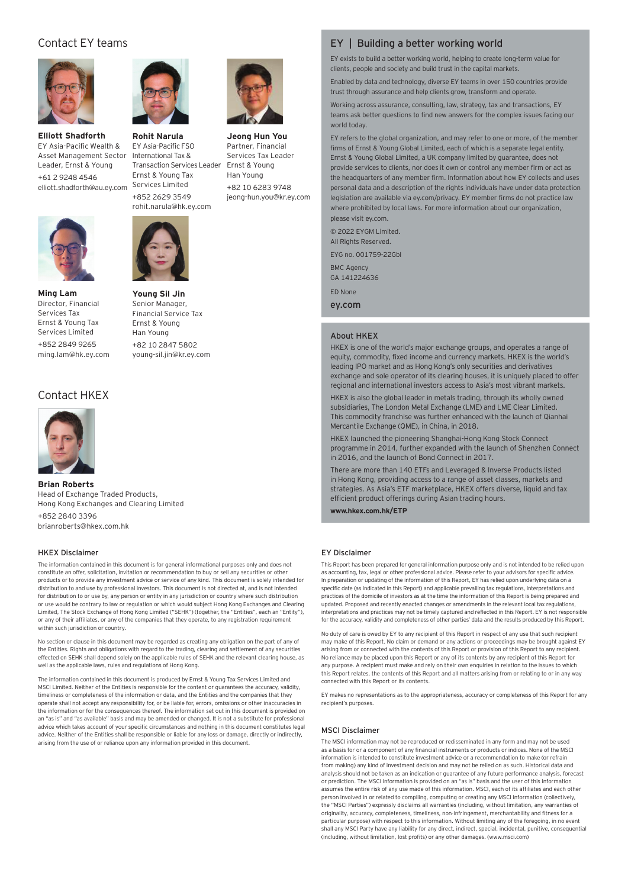## Contact EY teams

**Elliott Shadforth**
EY Asia-Pacific Wealth & Asset Management Sector Leader, Ernst & Young
+61 2 9248 4546
elliott.shadforth@au.ey.com

**Rohit Narula**
EY Asia-Pacific FSO International Tax & Transaction Services Leader
Ernst & Young Tax Services Limited
+852 2629 3549
rohit.narula@hk.ey.com

**Jeong Hun You**
Partner, Financial Services Tax Leader
Ernst & Young Han Young
+82 10 6283 9748
jeong-hun.you@kr.ey.com

**Ming Lam**
Director, Financial Services Tax
Ernst & Young Tax Services Limited
+852 2849 9265
ming.lam@hk.ey.com

**Young Sil Jin**
Senior Manager, Financial Service Tax
Ernst & Young Han Young
+82 10 2847 5802
young-sil.jin@kr.ey.com

## Contact HKEX

**Brian Roberts**
Head of Exchange Traded Products, Hong Kong Exchanges and Clearing Limited
+852 2840 3396
brianroberts@hkex.com.hk

## EY | Building a better working world

EY exists to build a better working world, helping to create long-term value for clients, people and society and build trust in the capital markets.

Enabled by data and technology, diverse EY teams in over 150 countries provide trust through assurance and help clients grow, transform and operate.

Working across assurance, consulting, law, strategy, tax and transactions, EY teams ask better questions to find new answers for the complex issues facing our world today.

EY refers to the global organization, and may refer to one or more, of the member firms of Ernst & Young Global Limited, each of which is a separate legal entity. Ernst & Young Global Limited, a UK company limited by guarantee, does not provide services to clients, nor does it own or control any member firm or act as the headquarters of any member firm. Information about how EY collects and uses personal data and a description of the rights individuals have under data protection legislation are available via ey.com/privacy. EY member firms do not practice law where prohibited by local laws. For more information about our organization, please visit ey.com.

© 2022 EYGM Limited.
All Rights Reserved.

EYG no. 001759-22Gbl

BMC Agency
GA 141224636

ED None

**ey.com**

## About HKEX

HKEX is one of the world's major exchange groups, and operates a range of equity, commodity, fixed income and currency markets. HKEX is the world's leading IPO market and as Hong Kong's only securities and derivatives exchange and sole operator of its clearing houses, it is uniquely placed to offer regional and international investors access to Asia's most vibrant markets.

HKEX is also the global leader in metals trading, through its wholly owned subsidiaries, The London Metal Exchange (LME) and LME Clear Limited. This commodity franchise was further enhanced with the launch of Qianhai Mercantile Exchange (QME), in China, in 2018.

HKEX launched the pioneering Shanghai-Hong Kong Stock Connect programme in 2014, further expanded with the launch of Shenzhen Connect in 2016, and the launch of Bond Connect in 2017.

There are more than 140 ETFs and Leveraged & Inverse Products listed in Hong Kong, providing access to a range of asset classes, markets and strategies. As Asia's ETF marketplace, HKEX offers diverse, liquid and tax efficient product offerings during Asian trading hours.

**www.hkex.com.hk/ETP**

### HKEX Disclaimer

The information contained in this document is for general informational purposes only and does not constitute an offer, solicitation, invitation or recommendation to buy or sell any securities or other products or to provide any investment advice or service of any kind. This document is solely intended for distribution to and use by professional investors. This document is not directed at, and is not intended for distribution to or use by, any person or entity in any jurisdiction or country where such distribution or use would be contrary to law or regulation or which would subject Hong Kong Exchanges and Clearing Limited, The Stock Exchange of Hong Kong Limited ("SEHK") (together, the "Entities", each an "Entity"), or any of their affiliates, or any of the companies that they operate, to any registration requirement within such jurisdiction or country.

No section or clause in this document may be regarded as creating any obligation on the part of any of the Entities. Rights and obligations with regard to the trading, clearing and settlement of any securities effected on SEHK shall depend solely on the applicable rules of SEHK and the relevant clearing house, as well as the applicable laws, rules and regulations of Hong Kong.

The information contained in this document is produced by Ernst & Young Tax Services Limited and MSCI Limited. Neither of the Entities is responsible for the content or guarantees the accuracy, validity, timeliness or completeness of the information or data, and the Entities and the companies that they operate shall not accept any responsibility for, or be liable for, errors, omissions or other inaccuracies in the information or for the consequences thereof. The information set out in this document is provided on an "as is" and "as available" basis and may be amended or changed. It is not a substitute for professional advice which takes account of your specific circumstances and nothing in this document constitutes legal advice. Neither of the Entities shall be responsible or liable for any loss or damage, directly or indirectly, arising from the use of or reliance upon any information provided in this document.

### EY Disclaimer

This Report has been prepared for general information purpose only and is not intended to be relied upon as accounting, tax, legal or other professional advice. Please refer to your advisors for specific advice. In preparation or updating of the information of this Report, EY has relied upon underlying data on a specific date (as indicated in this Report) and applicable prevailing tax regulations, interpretations and practices of the domicile of investors as at the time the information of this Report is being prepared and updated. Proposed and recently enacted changes or amendments in the relevant local tax regulations, interpretations and practices may not be timely captured and reflected in this Report. EY is not responsible for the accuracy, validity and completeness of other parties' data and the results produced by this Report.

No duty of care is owed by EY to any recipient of this Report in respect of any use that such recipient may make of this Report. No claim or demand or any actions or proceedings may be brought against EY arising from or connected with the contents of this Report or provision of this Report to any recipient. No reliance may be placed upon this Report or any of its contents by any recipient of this Report for any purpose. A recipient must make and rely on their own enquiries in relation to the issues to which this Report relates, the contents of this Report and all matters arising from or relating to or in any way connected with this Report or its contents.

EY makes no representations as to the appropriateness, accuracy or completeness of this Report for any recipient's purposes.

### MSCI Disclaimer

The MSCI information may not be reproduced or redisseminated in any form and may not be used as a basis for or a component of any financial instruments or products or indices. None of the MSCI information is intended to constitute investment advice or a recommendation to make (or refrain from making) any kind of investment decision and may not be relied on as such. Historical data and analysis should not be taken as an indication or guarantee of any future performance analysis, forecast or prediction. The MSCI information is provided on an "as is" basis and the user of this information assumes the entire risk of any use made of this information. MSCI, each of its affiliates and each other person involved in or related to compiling, computing or creating any MSCI information (collectively, the "MSCI Parties") expressly disclaims all warranties (including, without limitation, any warranties of originality, accuracy, completeness, timeliness, non-infringement, merchantability and fitness for a particular purpose) with respect to this information. Without limiting any of the foregoing, in no event shall any MSCI Party have any liability for any direct, indirect, special, incidental, punitive, consequential (including, without limitation, lost profits) or any other damages. (www.msci.com)